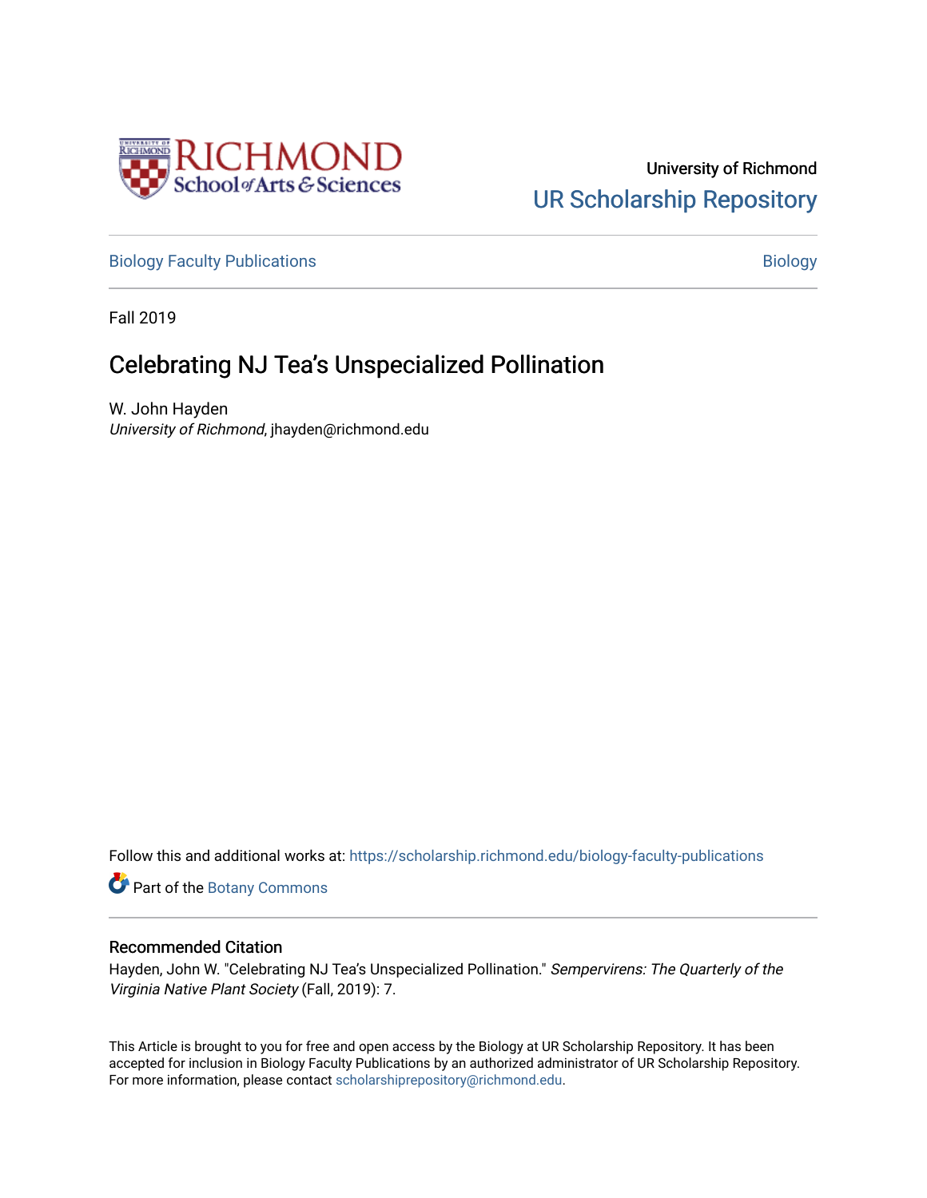University of Richmond
UR Scholarship Repository

Biology Faculty Publications | Biology

Fall 2019

# Celebrating NJ Tea's Unspecialized Pollination

W. John Hayden
*University of Richmond*, jhayden@richmond.edu

Follow this and additional works at: https://scholarship.richmond.edu/biology-faculty-publications

Part of the Botany Commons

## Recommended Citation

Hayden, John W. "Celebrating NJ Tea's Unspecialized Pollination." *Sempervirens: The Quarterly of the Virginia Native Plant Society* (Fall, 2019): 7.

This Article is brought to you for free and open access by the Biology at UR Scholarship Repository. It has been accepted for inclusion in Biology Faculty Publications by an authorized administrator of UR Scholarship Repository. For more information, please contact scholarshiprepository@richmond.edu.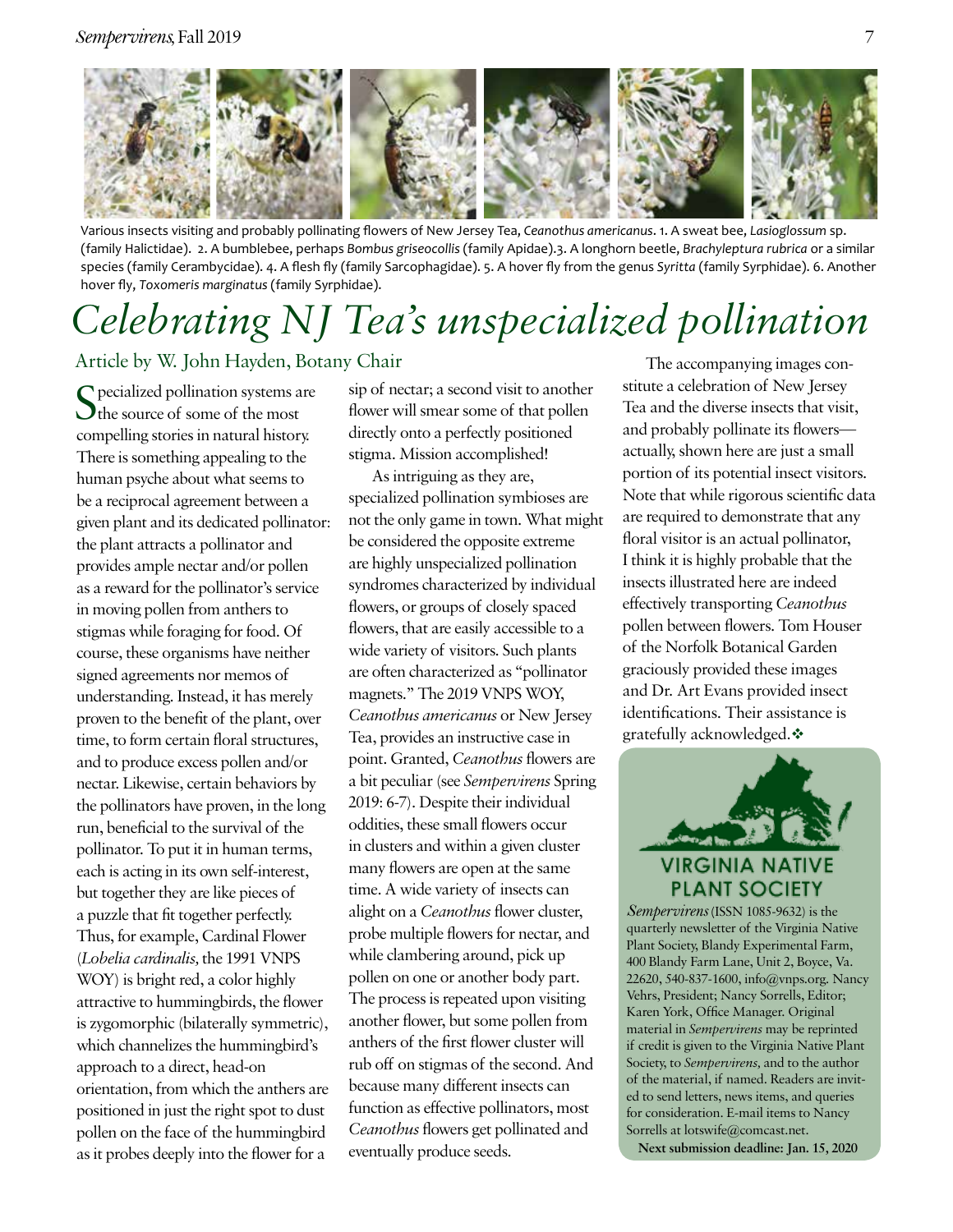Various insects visiting and probably pollinating flowers of New Jersey Tea, *Ceanothus americanus*. 1. A sweat bee, *Lasioglossum* sp. (family Halictidae). 2. A bumblebee, perhaps *Bombus griseocollis* (family Apidae).3. A longhorn beetle, *Brachyleptura rubrica* or a similar species (family Cerambycidae). 4. A flesh fly (family Sarcophagidae). 5. A hover fly from the genus *Syritta* (family Syrphidae). 6. Another hover fly, *Toxomeris marginatus* (family Syrphidae).

# Celebrating NJ Tea's unspecialized pollination

Article by W. John Hayden, Botany Chair

Specialized pollination systems are the source of some of the most compelling stories in natural history. There is something appealing to the human psyche about what seems to be a reciprocal agreement between a given plant and its dedicated pollinator: the plant attracts a pollinator and provides ample nectar and/or pollen as a reward for the pollinator's service in moving pollen from anthers to stigmas while foraging for food. Of course, these organisms have neither signed agreements nor memos of understanding. Instead, it has merely proven to the benefit of the plant, over time, to form certain floral structures, and to produce excess pollen and/or nectar. Likewise, certain behaviors by the pollinators have proven, in the long run, beneficial to the survival of the pollinator. To put it in human terms, each is acting in its own self-interest, but together they are like pieces of a puzzle that fit together perfectly. Thus, for example, Cardinal Flower (*Lobelia cardinalis*, the 1991 VNPS WOY) is bright red, a color highly attractive to hummingbirds, the flower is zygomorphic (bilaterally symmetric), which channelizes the hummingbird's approach to a direct, head-on orientation, from which the anthers are positioned in just the right spot to dust pollen on the face of the hummingbird as it probes deeply into the flower for a sip of nectar; a second visit to another flower will smear some of that pollen directly onto a perfectly positioned stigma. Mission accomplished!

As intriguing as they are, specialized pollination symbioses are not the only game in town. What might be considered the opposite extreme are highly unspecialized pollination syndromes characterized by individual flowers, or groups of closely spaced flowers, that are easily accessible to a wide variety of visitors. Such plants are often characterized as "pollinator magnets." The 2019 VNPS WOY, *Ceanothus americanus* or New Jersey Tea, provides an instructive case in point. Granted, *Ceanothus* flowers are a bit peculiar (see *Sempervirens* Spring 2019: 6-7). Despite their individual oddities, these small flowers occur in clusters and within a given cluster many flowers are open at the same time. A wide variety of insects can alight on a *Ceanothus* flower cluster, probe multiple flowers for nectar, and while clambering around, pick up pollen on one or another body part. The process is repeated upon visiting another flower, but some pollen from anthers of the first flower cluster will rub off on stigmas of the second. And because many different insects can function as effective pollinators, most *Ceanothus* flowers get pollinated and eventually produce seeds.

The accompanying images constitute a celebration of New Jersey Tea and the diverse insects that visit, and probably pollinate its flowers—actually, shown here are just a small portion of its potential insect visitors. Note that while rigorous scientific data are required to demonstrate that any floral visitor is an actual pollinator, I think it is highly probable that the insects illustrated here are indeed effectively transporting *Ceanothus* pollen between flowers. Tom Houser of the Norfolk Botanical Garden graciously provided these images and Dr. Art Evans provided insect identifications. Their assistance is gratefully acknowledged.❖

VIRGINIA NATIVE PLANT SOCIETY

*Sempervirens* (ISSN 1085-9632) is the quarterly newsletter of the Virginia Native Plant Society, Blandy Experimental Farm, 400 Blandy Farm Lane, Unit 2, Boyce, Va. 22620, 540-837-1600, info@vnps.org. Nancy Vehrs, President; Nancy Sorrells, Editor; Karen York, Office Manager. Original material in *Sempervirens* may be reprinted if credit is given to the Virginia Native Plant Society, to *Sempervirens*, and to the author of the material, if named. Readers are invited to send letters, news items, and queries for consideration. E-mail items to Nancy Sorrells at lotswife@comcast.net.

**Next submission deadline: Jan. 15, 2020**